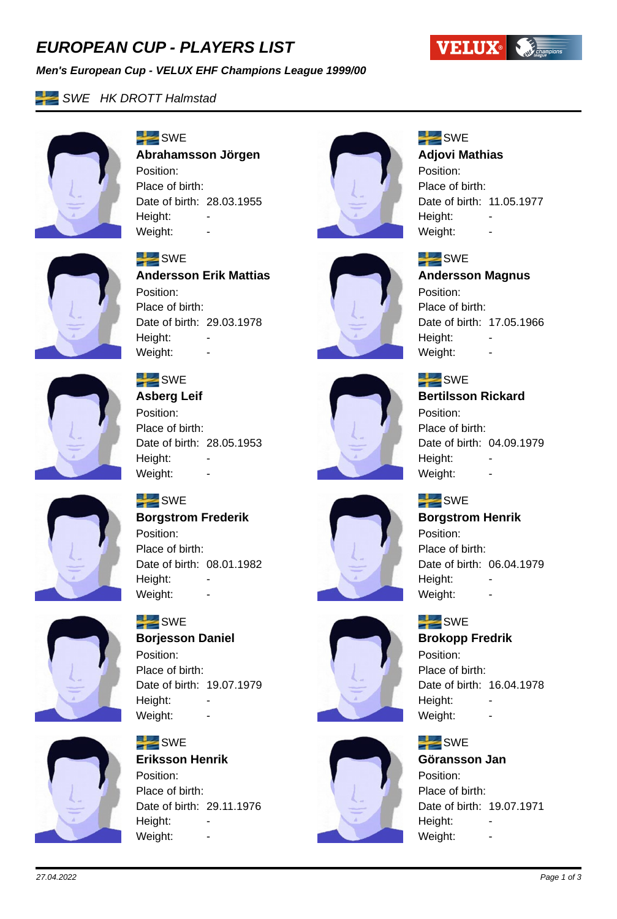# EUROPEAN CUP - PLAYERS LIST

***Men's European Cup - VELUX EHF Champions League 1999/00***

## SWE HK DROTT Halmstad

SWE
**Abrahamsson Jörgen**
Position:
Place of birth:
Date of birth: 28.03.1955
Height: -
Weight: -

SWE
**Adjovi Mathias**
Position:
Place of birth:
Date of birth: 11.05.1977
Height: -
Weight: -

SWE
**Andersson Erik Mattias**
Position:
Place of birth:
Date of birth: 29.03.1978
Height: -
Weight: -

SWE
**Andersson Magnus**
Position:
Place of birth:
Date of birth: 17.05.1966
Height: -
Weight: -

SWE
**Asberg Leif**
Position:
Place of birth:
Date of birth: 28.05.1953
Height: -
Weight: -

SWE
**Bertilsson Rickard**
Position:
Place of birth:
Date of birth: 04.09.1979
Height: -
Weight: -

SWE
**Borgstrom Frederik**
Position:
Place of birth:
Date of birth: 08.01.1982
Height: -
Weight: -

SWE
**Borgstrom Henrik**
Position:
Place of birth:
Date of birth: 06.04.1979
Height: -
Weight: -

SWE
**Borjesson Daniel**
Position:
Place of birth:
Date of birth: 19.07.1979
Height: -
Weight: -

SWE
**Brokopp Fredrik**
Position:
Place of birth:
Date of birth: 16.04.1978
Height: -
Weight: -

SWE
**Eriksson Henrik**
Position:
Place of birth:
Date of birth: 29.11.1976
Height: -
Weight: -

SWE
**Göransson Jan**
Position:
Place of birth:
Date of birth: 19.07.1971
Height: -
Weight: -

*27.04.2022*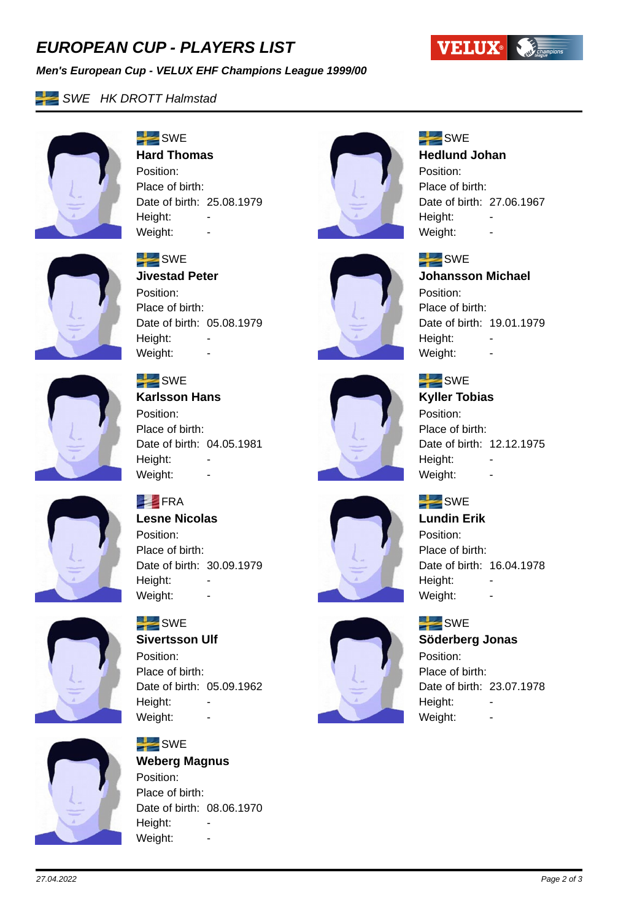# EUROPEAN CUP - PLAYERS LIST

***Men's European Cup - VELUX EHF Champions League 1999/00***

*SWE HK DROTT Halmstad*

SWE
**Hard Thomas**
Position:
Place of birth:
Date of birth: 25.08.1979
Height: -
Weight: -

SWE
**Hedlund Johan**
Position:
Place of birth:
Date of birth: 27.06.1967
Height: -
Weight: -

SWE
**Jivestad Peter**
Position:
Place of birth:
Date of birth: 05.08.1979
Height: -
Weight: -

SWE
**Johansson Michael**
Position:
Place of birth:
Date of birth: 19.01.1979
Height: -
Weight: -

SWE
**Karlsson Hans**
Position:
Place of birth:
Date of birth: 04.05.1981
Height: -
Weight: -

SWE
**Kyller Tobias**
Position:
Place of birth:
Date of birth: 12.12.1975
Height: -
Weight: -

FRA
**Lesne Nicolas**
Position:
Place of birth:
Date of birth: 30.09.1979
Height: -
Weight: -

SWE
**Lundin Erik**
Position:
Place of birth:
Date of birth: 16.04.1978
Height: -
Weight: -

SWE
**Sivertsson Ulf**
Position:
Place of birth:
Date of birth: 05.09.1962
Height: -
Weight: -

SWE
**Söderberg Jonas**
Position:
Place of birth:
Date of birth: 23.07.1978
Height: -
Weight: -

SWE
**Weberg Magnus**
Position:
Place of birth:
Date of birth: 08.06.1970
Height: -
Weight: -

*27.04.2022*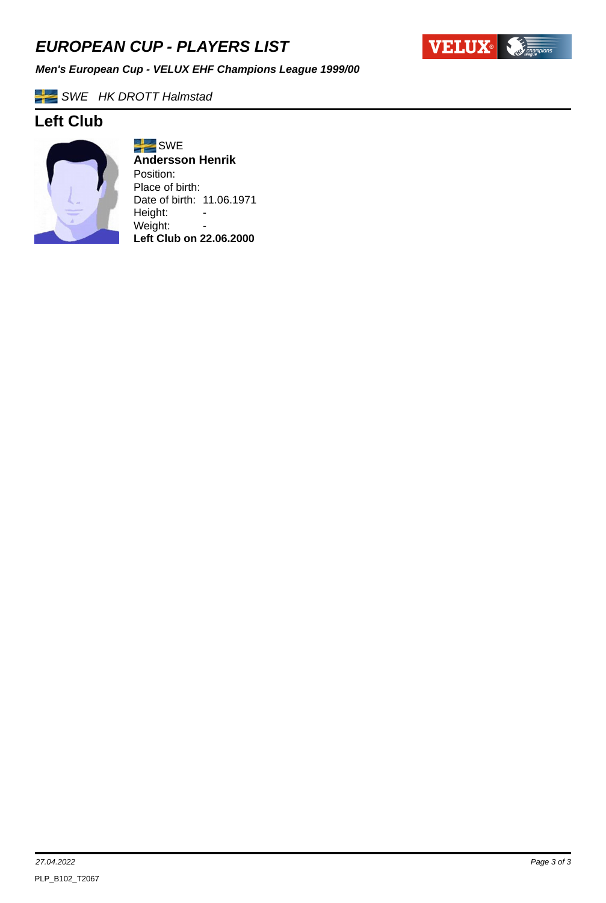# EUROPEAN CUP - PLAYERS LIST

***Men's European Cup - VELUX EHF Champions League 1999/00***

*SWE HK DROTT Halmstad*

## Left Club

SWE
**Andersson Henrik**
Position:
Place of birth:
Date of birth: 11.06.1971
Height: -
Weight: -
**Left Club on 22.06.2000**

*27.04.2022*

PLP_B102_T2067